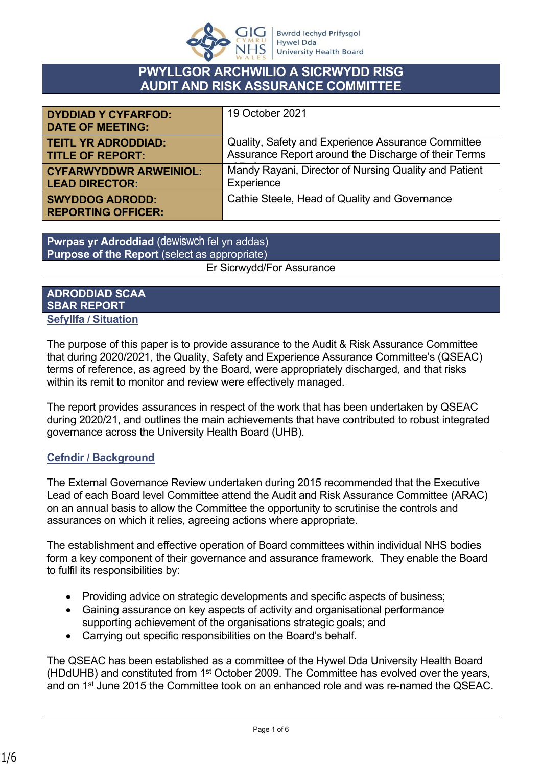# PWYLLGOR ARCHWILIO A SICRWYDD RISG
# AUDIT AND RISK ASSURANCE COMMITTEE

| | |
|---|---|
| **DYDDIAD Y CYFARFOD: DATE OF MEETING:** | 19 October 2021 |
| **TEITL YR ADRODDIAD: TITLE OF REPORT:** | Quality, Safety and Experience Assurance Committee Assurance Report around the Discharge of their Terms of Reference |
| **CYFARWYDDWR ARWEINIOL: LEAD DIRECTOR:** | Mandy Rayani, Director of Nursing Quality and Patient Experience |
| **SWYDDOG ADRODD: REPORTING OFFICER:** | Cathie Steele, Head of Quality and Governance |

| **Pwrpas yr Adroddiad** (dewiswch fel yn addas) **Purpose of the Report** (select as appropriate) |
|---|
| Er Sicrwydd/For Assurance |

## ADRODDIAD SCAA
## SBAR REPORT

### Sefyllfa / Situation

The purpose of this paper is to provide assurance to the Audit & Risk Assurance Committee that during 2020/2021, the Quality, Safety and Experience Assurance Committee's (QSEAC) terms of reference, as agreed by the Board, were appropriately discharged, and that risks within its remit to monitor and review were effectively managed.

The report provides assurances in respect of the work that has been undertaken by QSEAC during 2020/21, and outlines the main achievements that have contributed to robust integrated governance across the University Health Board (UHB).

### Cefndir / Background

The External Governance Review undertaken during 2015 recommended that the Executive Lead of each Board level Committee attend the Audit and Risk Assurance Committee (ARAC) on an annual basis to allow the Committee the opportunity to scrutinise the controls and assurances on which it relies, agreeing actions where appropriate.

The establishment and effective operation of Board committees within individual NHS bodies form a key component of their governance and assurance framework. They enable the Board to fulfil its responsibilities by:

- Providing advice on strategic developments and specific aspects of business;
- Gaining assurance on key aspects of activity and organisational performance supporting achievement of the organisations strategic goals; and
- Carrying out specific responsibilities on the Board's behalf.

The QSEAC has been established as a committee of the Hywel Dda University Health Board (HDdUHB) and constituted from 1st October 2009. The Committee has evolved over the years, and on 1st June 2015 the Committee took on an enhanced role and was re-named the QSEAC.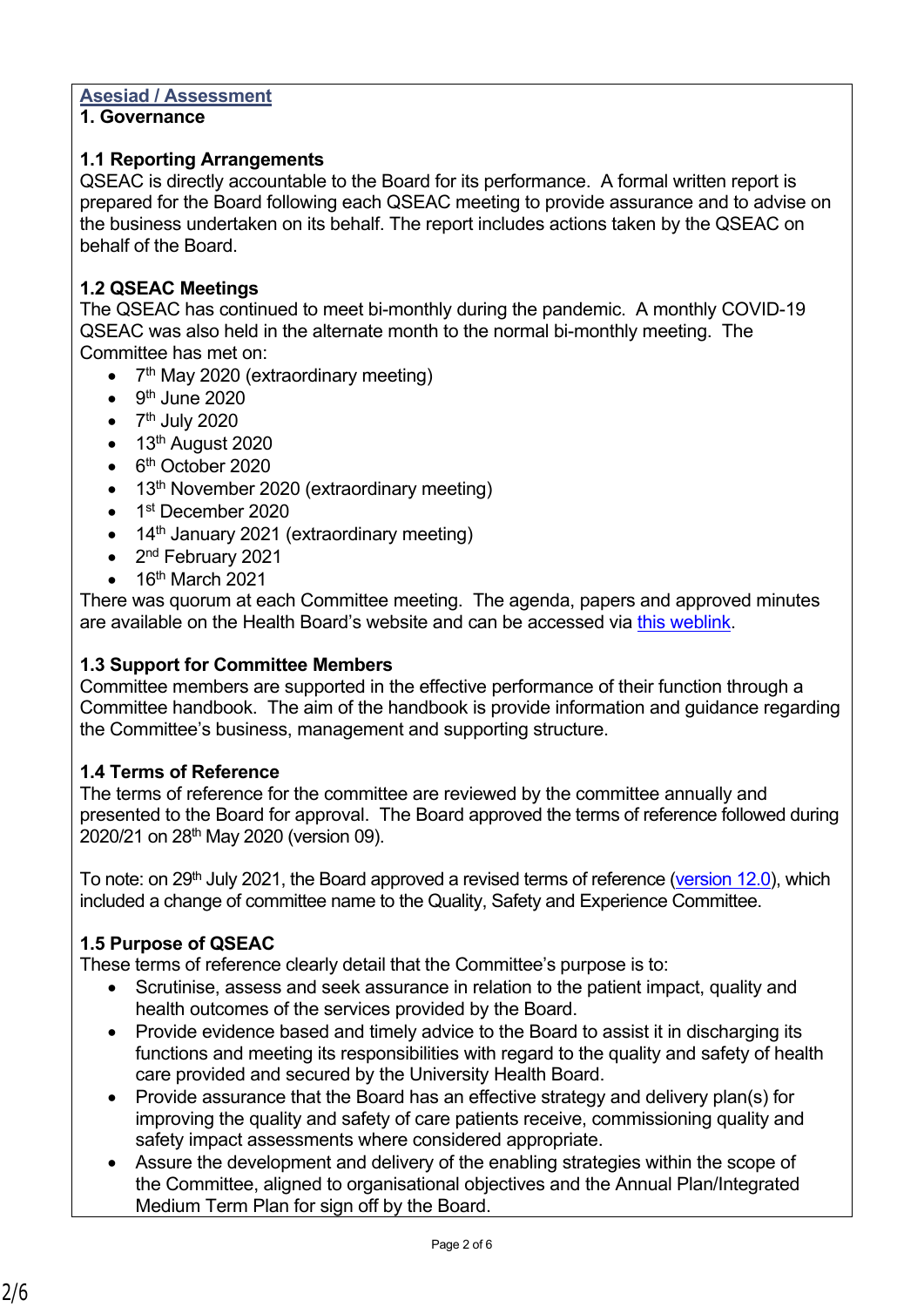## Asesiad / Assessment

### 1. Governance

#### 1.1 Reporting Arrangements

QSEAC is directly accountable to the Board for its performance. A formal written report is prepared for the Board following each QSEAC meeting to provide assurance and to advise on the business undertaken on its behalf. The report includes actions taken by the QSEAC on behalf of the Board.

#### 1.2 QSEAC Meetings

The QSEAC has continued to meet bi-monthly during the pandemic. A monthly COVID-19 QSEAC was also held in the alternate month to the normal bi-monthly meeting. The Committee has met on:

- 7th May 2020 (extraordinary meeting)
- 9th June 2020
- 7th July 2020
- 13th August 2020
- 6th October 2020
- 13th November 2020 (extraordinary meeting)
- 1st December 2020
- 14th January 2021 (extraordinary meeting)
- 2nd February 2021
- 16th March 2021

There was quorum at each Committee meeting. The agenda, papers and approved minutes are available on the Health Board's website and can be accessed via this weblink.

#### 1.3 Support for Committee Members

Committee members are supported in the effective performance of their function through a Committee handbook. The aim of the handbook is provide information and guidance regarding the Committee's business, management and supporting structure.

#### 1.4 Terms of Reference

The terms of reference for the committee are reviewed by the committee annually and presented to the Board for approval. The Board approved the terms of reference followed during 2020/21 on 28th May 2020 (version 09).

To note: on 29th July 2021, the Board approved a revised terms of reference (version 12.0), which included a change of committee name to the Quality, Safety and Experience Committee.

#### 1.5 Purpose of QSEAC

These terms of reference clearly detail that the Committee's purpose is to:

- Scrutinise, assess and seek assurance in relation to the patient impact, quality and health outcomes of the services provided by the Board.
- Provide evidence based and timely advice to the Board to assist it in discharging its functions and meeting its responsibilities with regard to the quality and safety of health care provided and secured by the University Health Board.
- Provide assurance that the Board has an effective strategy and delivery plan(s) for improving the quality and safety of care patients receive, commissioning quality and safety impact assessments where considered appropriate.
- Assure the development and delivery of the enabling strategies within the scope of the Committee, aligned to organisational objectives and the Annual Plan/Integrated Medium Term Plan for sign off by the Board.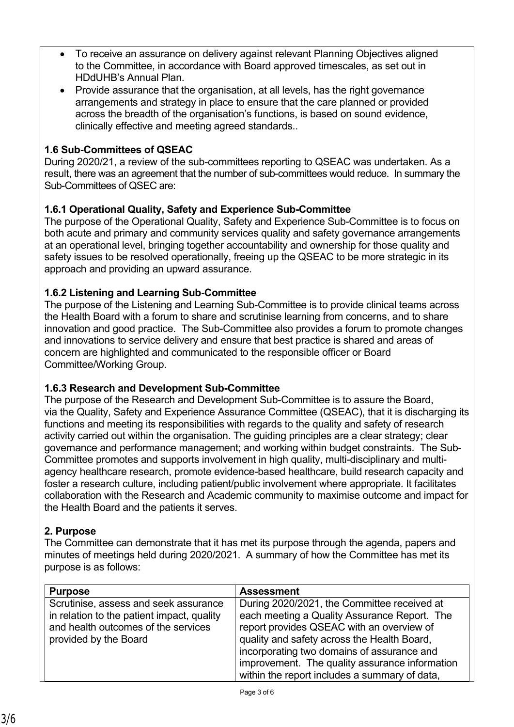- To receive an assurance on delivery against relevant Planning Objectives aligned to the Committee, in accordance with Board approved timescales, as set out in HDdUHB's Annual Plan.
- Provide assurance that the organisation, at all levels, has the right governance arrangements and strategy in place to ensure that the care planned or provided across the breadth of the organisation's functions, is based on sound evidence, clinically effective and meeting agreed standards..

### 1.6 Sub-Committees of QSEAC

During 2020/21, a review of the sub-committees reporting to QSEAC was undertaken. As a result, there was an agreement that the number of sub-committees would reduce. In summary the Sub-Committees of QSEC are:

#### 1.6.1 Operational Quality, Safety and Experience Sub-Committee

The purpose of the Operational Quality, Safety and Experience Sub-Committee is to focus on both acute and primary and community services quality and safety governance arrangements at an operational level, bringing together accountability and ownership for those quality and safety issues to be resolved operationally, freeing up the QSEAC to be more strategic in its approach and providing an upward assurance.

#### 1.6.2 Listening and Learning Sub-Committee

The purpose of the Listening and Learning Sub-Committee is to provide clinical teams across the Health Board with a forum to share and scrutinise learning from concerns, and to share innovation and good practice. The Sub-Committee also provides a forum to promote changes and innovations to service delivery and ensure that best practice is shared and areas of concern are highlighted and communicated to the responsible officer or Board Committee/Working Group.

#### 1.6.3 Research and Development Sub-Committee

The purpose of the Research and Development Sub-Committee is to assure the Board, via the Quality, Safety and Experience Assurance Committee (QSEAC), that it is discharging its functions and meeting its responsibilities with regards to the quality and safety of research activity carried out within the organisation. The guiding principles are a clear strategy; clear governance and performance management; and working within budget constraints. The Sub-Committee promotes and supports involvement in high quality, multi-disciplinary and multi-agency healthcare research, promote evidence-based healthcare, build research capacity and foster a research culture, including patient/public involvement where appropriate. It facilitates collaboration with the Research and Academic community to maximise outcome and impact for the Health Board and the patients it serves.

## 2. Purpose

The Committee can demonstrate that it has met its purpose through the agenda, papers and minutes of meetings held during 2020/2021. A summary of how the Committee has met its purpose is as follows:

| Purpose | Assessment |
|---|---|
| Scrutinise, assess and seek assurance in relation to the patient impact, quality and health outcomes of the services provided by the Board | During 2020/2021, the Committee received at each meeting a Quality Assurance Report. The report provides QSEAC with an overview of quality and safety across the Health Board, incorporating two domains of assurance and improvement. The quality assurance information within the report includes a summary of data, |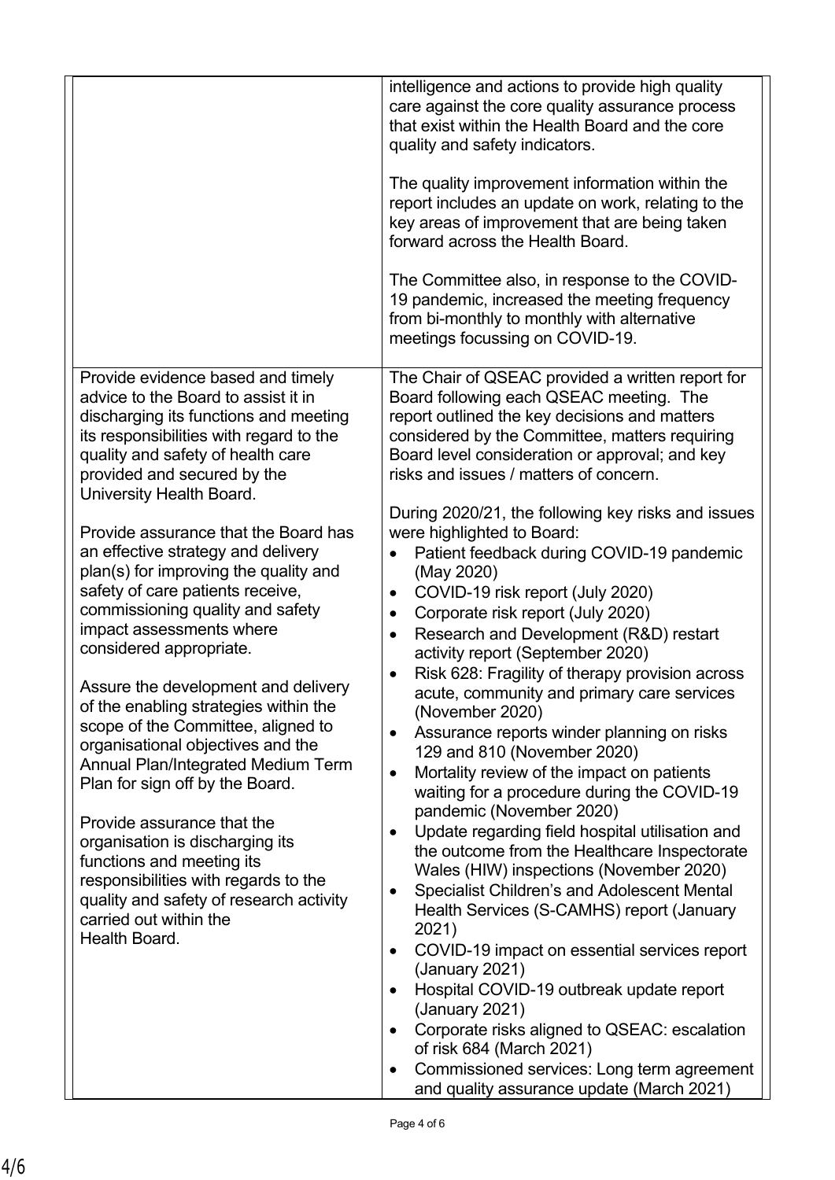| | |
|---|---|
| | intelligence and actions to provide high quality care against the core quality assurance process that exist within the Health Board and the core quality and safety indicators.<br><br>The quality improvement information within the report includes an update on work, relating to the key areas of improvement that are being taken forward across the Health Board.<br><br>The Committee also, in response to the COVID-19 pandemic, increased the meeting frequency from bi-monthly to monthly with alternative meetings focussing on COVID-19. |
| Provide evidence based and timely advice to the Board to assist it in discharging its functions and meeting its responsibilities with regard to the quality and safety of health care provided and secured by the University Health Board.<br><br>Provide assurance that the Board has an effective strategy and delivery plan(s) for improving the quality and safety of care patients receive, commissioning quality and safety impact assessments where considered appropriate.<br><br>Assure the development and delivery of the enabling strategies within the scope of the Committee, aligned to organisational objectives and the Annual Plan/Integrated Medium Term Plan for sign off by the Board.<br><br>Provide assurance that the organisation is discharging its functions and meeting its responsibilities with regards to the quality and safety of research activity carried out within the Health Board. | The Chair of QSEAC provided a written report for Board following each QSEAC meeting. The report outlined the key decisions and matters considered by the Committee, matters requiring Board level consideration or approval; and key risks and issues / matters of concern.<br><br>During 2020/21, the following key risks and issues were highlighted to Board:<br>• Patient feedback during COVID-19 pandemic (May 2020)<br>• COVID-19 risk report (July 2020)<br>• Corporate risk report (July 2020)<br>• Research and Development (R&D) restart activity report (September 2020)<br>• Risk 628: Fragility of therapy provision across acute, community and primary care services (November 2020)<br>• Assurance reports winder planning on risks 129 and 810 (November 2020)<br>• Mortality review of the impact on patients waiting for a procedure during the COVID-19 pandemic (November 2020)<br>• Update regarding field hospital utilisation and the outcome from the Healthcare Inspectorate Wales (HIW) inspections (November 2020)<br>• Specialist Children's and Adolescent Mental Health Services (S-CAMHS) report (January 2021)<br>• COVID-19 impact on essential services report (January 2021)<br>• Hospital COVID-19 outbreak update report (January 2021)<br>• Corporate risks aligned to QSEAC: escalation of risk 684 (March 2021)<br>• Commissioned services: Long term agreement and quality assurance update (March 2021) |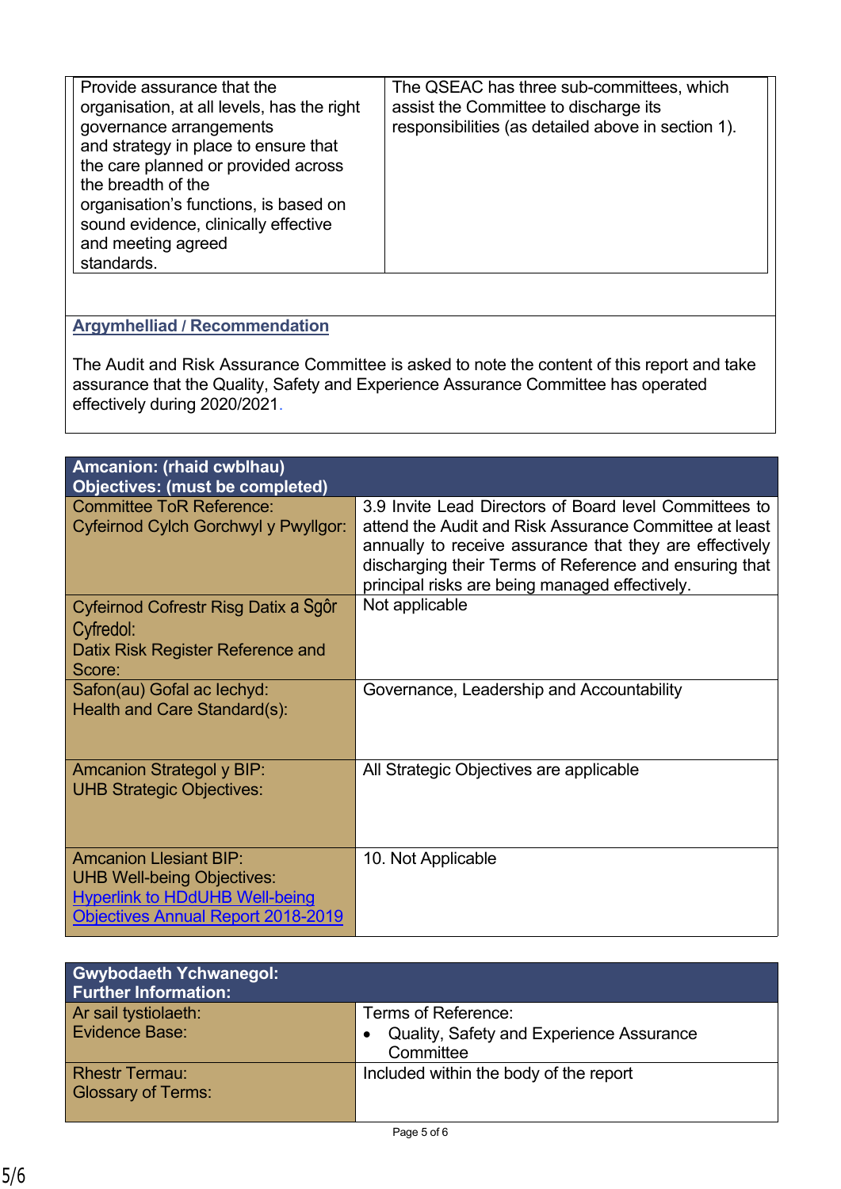| Provide assurance that the organisation, at all levels, has the right governance arrangements and strategy in place to ensure that the care planned or provided across the breadth of the organisation's functions, is based on sound evidence, clinically effective and meeting agreed standards. | The QSEAC has three sub-committees, which assist the Committee to discharge its responsibilities (as detailed above in section 1). |
|---|---|

**Argymhelliad / Recommendation**

The Audit and Risk Assurance Committee is asked to note the content of this report and take assurance that the Quality, Safety and Experience Assurance Committee has operated effectively during 2020/2021.

| **Amcanion: (rhaid cwblhau)<br>Objectives: (must be completed)** | |
|---|---|
| Committee ToR Reference:<br>Cyfeirnod Cylch Gorchwyl y Pwyllgor: | 3.9 Invite Lead Directors of Board level Committees to attend the Audit and Risk Assurance Committee at least annually to receive assurance that they are effectively discharging their Terms of Reference and ensuring that principal risks are being managed effectively. |
| Cyfeirnod Cofrestr Risg Datix a Sgôr Cyfredol:<br>Datix Risk Register Reference and Score: | Not applicable |
| Safon(au) Gofal ac Iechyd:<br>Health and Care Standard(s): | Governance, Leadership and Accountability |
| Amcanion Strategol y BIP:<br>UHB Strategic Objectives: | All Strategic Objectives are applicable |
| Amcanion Llesiant BIP:<br>UHB Well-being Objectives:<br>[Hyperlink to HDdUHB Well-being Objectives Annual Report 2018-2019] | 10. Not Applicable |

| **Gwybodaeth Ychwanegol:<br>Further Information:** | |
|---|---|
| Ar sail tystiolaeth:<br>Evidence Base: | Terms of Reference:<br>• Quality, Safety and Experience Assurance Committee |
| Rhestr Termau:<br>Glossary of Terms: | Included within the body of the report |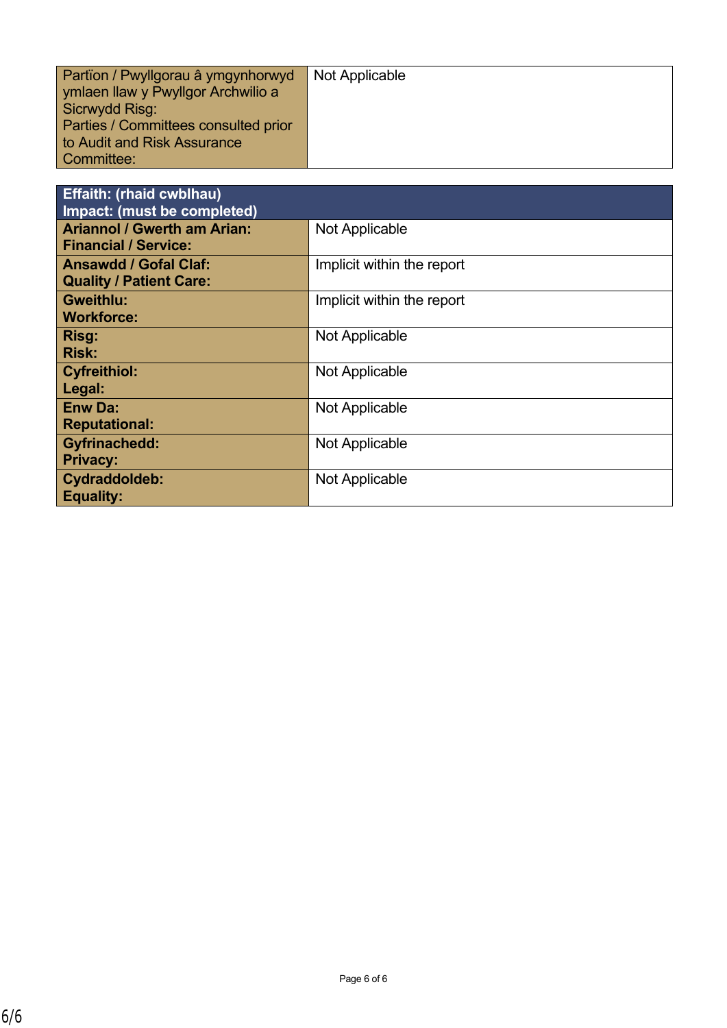| | |
|---|---|
| Partïon / Pwyllgorau â ymgynhorwyd ymlaen llaw y Pwyllgor Archwilio a Sicrwydd Risg:<br>Parties / Committees consulted prior to Audit and Risk Assurance Committee: | Not Applicable |

| **Effaith: (rhaid cwblhau)**<br>**Impact: (must be completed)** | |
|---|---|
| **Ariannol / Gwerth am Arian:**<br>**Financial / Service:** | Not Applicable |
| **Ansawdd / Gofal Claf:**<br>**Quality / Patient Care:** | Implicit within the report |
| **Gweithlu:**<br>**Workforce:** | Implicit within the report |
| **Risg:**<br>**Risk:** | Not Applicable |
| **Cyfreithiol:**<br>**Legal:** | Not Applicable |
| **Enw Da:**<br>**Reputational:** | Not Applicable |
| **Gyfrinachedd:**<br>**Privacy:** | Not Applicable |
| **Cydraddoldeb:**<br>**Equality:** | Not Applicable |